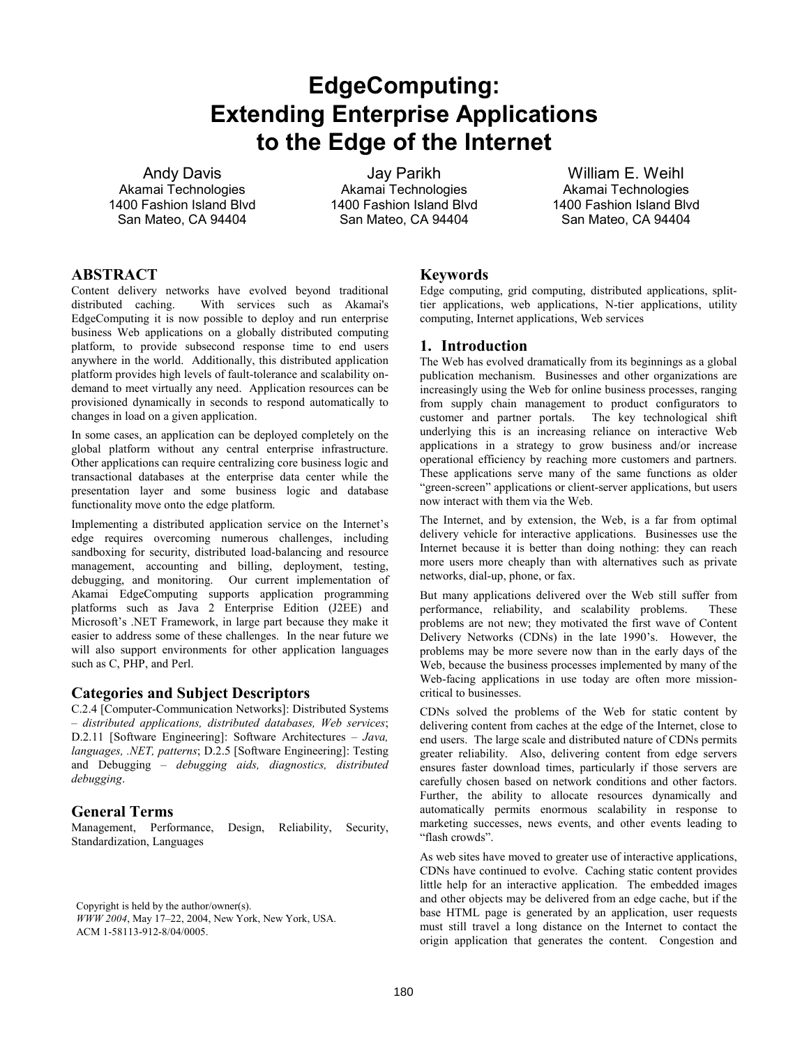# EdgeComputing: Extending Enterprise Applications to the Edge of the Internet

Andy Davis
Akamai Technologies
1400 Fashion Island Blvd
San Mateo, CA 94404

Jay Parikh
Akamai Technologies
1400 Fashion Island Blvd
San Mateo, CA 94404

William E. Weihl
Akamai Technologies
1400 Fashion Island Blvd
San Mateo, CA 94404

## ABSTRACT

Content delivery networks have evolved beyond traditional distributed caching. With services such as Akamai's EdgeComputing it is now possible to deploy and run enterprise business Web applications on a globally distributed computing platform, to provide subsecond response time to end users anywhere in the world. Additionally, this distributed application platform provides high levels of fault-tolerance and scalability on-demand to meet virtually any need. Application resources can be provisioned dynamically in seconds to respond automatically to changes in load on a given application.

In some cases, an application can be deployed completely on the global platform without any central enterprise infrastructure. Other applications can require centralizing core business logic and transactional databases at the enterprise data center while the presentation layer and some business logic and database functionality move onto the edge platform.

Implementing a distributed application service on the Internet's edge requires overcoming numerous challenges, including sandboxing for security, distributed load-balancing and resource management, accounting and billing, deployment, testing, debugging, and monitoring. Our current implementation of Akamai EdgeComputing supports application programming platforms such as Java 2 Enterprise Edition (J2EE) and Microsoft's .NET Framework, in large part because they make it easier to address some of these challenges. In the near future we will also support environments for other application languages such as C, PHP, and Perl.

## Categories and Subject Descriptors

C.2.4 [Computer-Communication Networks]: Distributed Systems – *distributed applications, distributed databases, Web services*; D.2.11 [Software Engineering]: Software Architectures – *Java, languages, .NET, patterns*; D.2.5 [Software Engineering]: Testing and Debugging – *debugging aids, diagnostics, distributed debugging*.

## General Terms

Management, Performance, Design, Reliability, Security, Standardization, Languages

Copyright is held by the author/owner(s).
*WWW 2004*, May 17–22, 2004, New York, New York, USA.
ACM 1-58113-912-8/04/0005.

## Keywords

Edge computing, grid computing, distributed applications, split-tier applications, web applications, N-tier applications, utility computing, Internet applications, Web services

## 1. Introduction

The Web has evolved dramatically from its beginnings as a global publication mechanism. Businesses and other organizations are increasingly using the Web for online business processes, ranging from supply chain management to product configurators to customer and partner portals. The key technological shift underlying this is an increasing reliance on interactive Web applications in a strategy to grow business and/or increase operational efficiency by reaching more customers and partners. These applications serve many of the same functions as older "green-screen" applications or client-server applications, but users now interact with them via the Web.

The Internet, and by extension, the Web, is a far from optimal delivery vehicle for interactive applications. Businesses use the Internet because it is better than doing nothing: they can reach more users more cheaply than with alternatives such as private networks, dial-up, phone, or fax.

But many applications delivered over the Web still suffer from performance, reliability, and scalability problems. These problems are not new; they motivated the first wave of Content Delivery Networks (CDNs) in the late 1990's. However, the problems may be more severe now than in the early days of the Web, because the business processes implemented by many of the Web-facing applications in use today are often more mission-critical to businesses.

CDNs solved the problems of the Web for static content by delivering content from caches at the edge of the Internet, close to end users. The large scale and distributed nature of CDNs permits greater reliability. Also, delivering content from edge servers ensures faster download times, particularly if those servers are carefully chosen based on network conditions and other factors. Further, the ability to allocate resources dynamically and automatically permits enormous scalability in response to marketing successes, news events, and other events leading to "flash crowds".

As web sites have moved to greater use of interactive applications, CDNs have continued to evolve. Caching static content provides little help for an interactive application. The embedded images and other objects may be delivered from an edge cache, but if the base HTML page is generated by an application, user requests must still travel a long distance on the Internet to contact the origin application that generates the content. Congestion and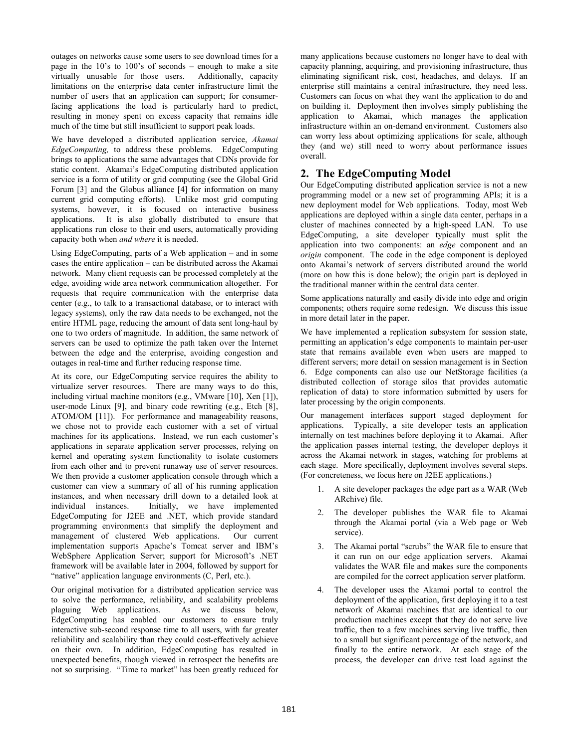outages on networks cause some users to see download times for a page in the 10's to 100's of seconds – enough to make a site virtually unusable for those users. Additionally, capacity limitations on the enterprise data center infrastructure limit the number of users that an application can support; for consumer-facing applications the load is particularly hard to predict, resulting in money spent on excess capacity that remains idle much of the time but still insufficient to support peak loads.

We have developed a distributed application service, *Akamai EdgeComputing,* to address these problems. EdgeComputing brings to applications the same advantages that CDNs provide for static content. Akamai's EdgeComputing distributed application service is a form of utility or grid computing (see the Global Grid Forum [3] and the Globus alliance [4] for information on many current grid computing efforts). Unlike most grid computing systems, however, it is focused on interactive business applications. It is also globally distributed to ensure that applications run close to their end users, automatically providing capacity both when *and where* it is needed.

Using EdgeComputing, parts of a Web application – and in some cases the entire application – can be distributed across the Akamai network. Many client requests can be processed completely at the edge, avoiding wide area network communication altogether. For requests that require communication with the enterprise data center (e.g., to talk to a transactional database, or to interact with legacy systems), only the raw data needs to be exchanged, not the entire HTML page, reducing the amount of data sent long-haul by one to two orders of magnitude. In addition, the same network of servers can be used to optimize the path taken over the Internet between the edge and the enterprise, avoiding congestion and outages in real-time and further reducing response time.

At its core, our EdgeComputing service requires the ability to virtualize server resources. There are many ways to do this, including virtual machine monitors (e.g., VMware [10], Xen [1]), user-mode Linux [9], and binary code rewriting (e.g., Etch [8], ATOM/OM [11]). For performance and manageability reasons, we chose not to provide each customer with a set of virtual machines for its applications. Instead, we run each customer's applications in separate application server processes, relying on kernel and operating system functionality to isolate customers from each other and to prevent runaway use of server resources. We then provide a customer application console through which a customer can view a summary of all of his running application instances, and when necessary drill down to a detailed look at individual instances. Initially, we have implemented EdgeComputing for J2EE and .NET, which provide standard programming environments that simplify the deployment and management of clustered Web applications. Our current implementation supports Apache's Tomcat server and IBM's WebSphere Application Server; support for Microsoft's .NET framework will be available later in 2004, followed by support for "native" application language environments (C, Perl, etc.).

Our original motivation for a distributed application service was to solve the performance, reliability, and scalability problems plaguing Web applications. As we discuss below, EdgeComputing has enabled our customers to ensure truly interactive sub-second response time to all users, with far greater reliability and scalability than they could cost-effectively achieve on their own. In addition, EdgeComputing has resulted in unexpected benefits, though viewed in retrospect the benefits are not so surprising. "Time to market" has been greatly reduced for many applications because customers no longer have to deal with capacity planning, acquiring, and provisioning infrastructure, thus eliminating significant risk, cost, headaches, and delays. If an enterprise still maintains a central infrastructure, they need less. Customers can focus on what they want the application to do and on building it. Deployment then involves simply publishing the application to Akamai, which manages the application infrastructure within an on-demand environment. Customers also can worry less about optimizing applications for scale, although they (and we) still need to worry about performance issues overall.

## 2. The EdgeComputing Model

Our EdgeComputing distributed application service is not a new programming model or a new set of programming APIs; it is a new deployment model for Web applications. Today, most Web applications are deployed within a single data center, perhaps in a cluster of machines connected by a high-speed LAN. To use EdgeComputing, a site developer typically must split the application into two components: an *edge* component and an *origin* component. The code in the edge component is deployed onto Akamai's network of servers distributed around the world (more on how this is done below); the origin part is deployed in the traditional manner within the central data center.

Some applications naturally and easily divide into edge and origin components; others require some redesign. We discuss this issue in more detail later in the paper.

We have implemented a replication subsystem for session state, permitting an application's edge components to maintain per-user state that remains available even when users are mapped to different servers; more detail on session management is in Section 6. Edge components can also use our NetStorage facilities (a distributed collection of storage silos that provides automatic replication of data) to store information submitted by users for later processing by the origin components.

Our management interfaces support staged deployment for applications. Typically, a site developer tests an application internally on test machines before deploying it to Akamai. After the application passes internal testing, the developer deploys it across the Akamai network in stages, watching for problems at each stage. More specifically, deployment involves several steps. (For concreteness, we focus here on J2EE applications.)

1. A site developer packages the edge part as a WAR (Web ARchive) file.
2. The developer publishes the WAR file to Akamai through the Akamai portal (via a Web page or Web service).
3. The Akamai portal "scrubs" the WAR file to ensure that it can run on our edge application servers. Akamai validates the WAR file and makes sure the components are compiled for the correct application server platform.
4. The developer uses the Akamai portal to control the deployment of the application, first deploying it to a test network of Akamai machines that are identical to our production machines except that they do not serve live traffic, then to a few machines serving live traffic, then to a small but significant percentage of the network, and finally to the entire network. At each stage of the process, the developer can drive test load against the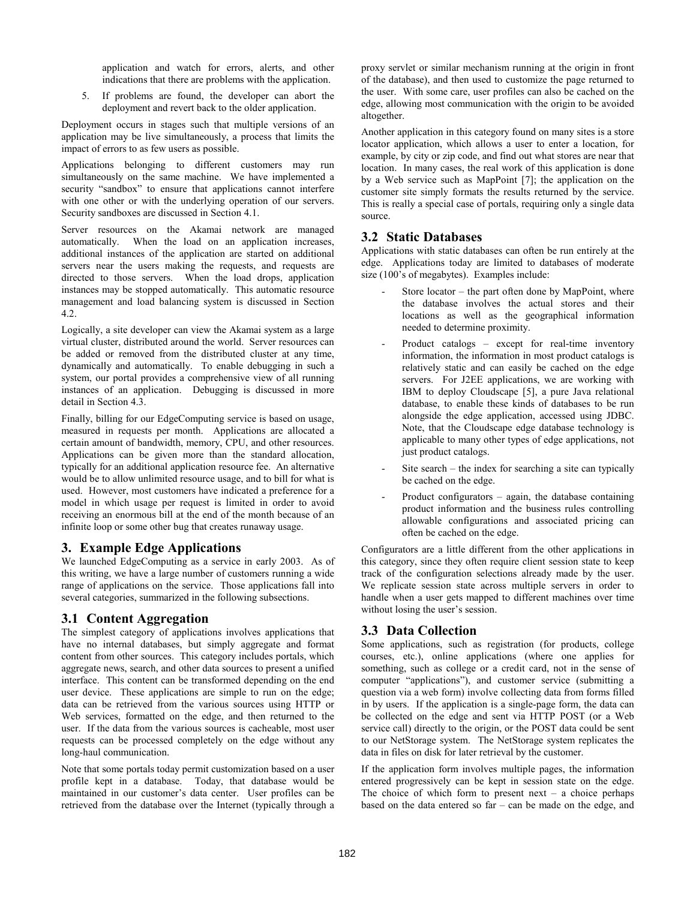application and watch for errors, alerts, and other indications that there are problems with the application.

5. If problems are found, the developer can abort the deployment and revert back to the older application.

Deployment occurs in stages such that multiple versions of an application may be live simultaneously, a process that limits the impact of errors to as few users as possible.

Applications belonging to different customers may run simultaneously on the same machine. We have implemented a security "sandbox" to ensure that applications cannot interfere with one other or with the underlying operation of our servers. Security sandboxes are discussed in Section 4.1.

Server resources on the Akamai network are managed automatically. When the load on an application increases, additional instances of the application are started on additional servers near the users making the requests, and requests are directed to those servers. When the load drops, application instances may be stopped automatically. This automatic resource management and load balancing system is discussed in Section 4.2.

Logically, a site developer can view the Akamai system as a large virtual cluster, distributed around the world. Server resources can be added or removed from the distributed cluster at any time, dynamically and automatically. To enable debugging in such a system, our portal provides a comprehensive view of all running instances of an application. Debugging is discussed in more detail in Section 4.3.

Finally, billing for our EdgeComputing service is based on usage, measured in requests per month. Applications are allocated a certain amount of bandwidth, memory, CPU, and other resources. Applications can be given more than the standard allocation, typically for an additional application resource fee. An alternative would be to allow unlimited resource usage, and to bill for what is used. However, most customers have indicated a preference for a model in which usage per request is limited in order to avoid receiving an enormous bill at the end of the month because of an infinite loop or some other bug that creates runaway usage.

## 3. Example Edge Applications

We launched EdgeComputing as a service in early 2003. As of this writing, we have a large number of customers running a wide range of applications on the service. Those applications fall into several categories, summarized in the following subsections.

### 3.1 Content Aggregation

The simplest category of applications involves applications that have no internal databases, but simply aggregate and format content from other sources. This category includes portals, which aggregate news, search, and other data sources to present a unified interface. This content can be transformed depending on the end user device. These applications are simple to run on the edge; data can be retrieved from the various sources using HTTP or Web services, formatted on the edge, and then returned to the user. If the data from the various sources is cacheable, most user requests can be processed completely on the edge without any long-haul communication.

Note that some portals today permit customization based on a user profile kept in a database. Today, that database would be maintained in our customer's data center. User profiles can be retrieved from the database over the Internet (typically through a proxy servlet or similar mechanism running at the origin in front of the database), and then used to customize the page returned to the user. With some care, user profiles can also be cached on the edge, allowing most communication with the origin to be avoided altogether.

Another application in this category found on many sites is a store locator application, which allows a user to enter a location, for example, by city or zip code, and find out what stores are near that location. In many cases, the real work of this application is done by a Web service such as MapPoint [7]; the application on the customer site simply formats the results returned by the service. This is really a special case of portals, requiring only a single data source.

### 3.2 Static Databases

Applications with static databases can often be run entirely at the edge. Applications today are limited to databases of moderate size (100's of megabytes). Examples include:

- Store locator – the part often done by MapPoint, where the database involves the actual stores and their locations as well as the geographical information needed to determine proximity.
- Product catalogs – except for real-time inventory information, the information in most product catalogs is relatively static and can easily be cached on the edge servers. For J2EE applications, we are working with IBM to deploy Cloudscape [5], a pure Java relational database, to enable these kinds of databases to be run alongside the edge application, accessed using JDBC. Note, that the Cloudscape edge database technology is applicable to many other types of edge applications, not just product catalogs.
- Site search – the index for searching a site can typically be cached on the edge.
- Product configurators – again, the database containing product information and the business rules controlling allowable configurations and associated pricing can often be cached on the edge.

Configurators are a little different from the other applications in this category, since they often require client session state to keep track of the configuration selections already made by the user. We replicate session state across multiple servers in order to handle when a user gets mapped to different machines over time without losing the user's session.

### 3.3 Data Collection

Some applications, such as registration (for products, college courses, etc.), online applications (where one applies for something, such as college or a credit card, not in the sense of computer "applications"), and customer service (submitting a question via a web form) involve collecting data from forms filled in by users. If the application is a single-page form, the data can be collected on the edge and sent via HTTP POST (or a Web service call) directly to the origin, or the POST data could be sent to our NetStorage system. The NetStorage system replicates the data in files on disk for later retrieval by the customer.

If the application form involves multiple pages, the information entered progressively can be kept in session state on the edge. The choice of which form to present next – a choice perhaps based on the data entered so far – can be made on the edge, and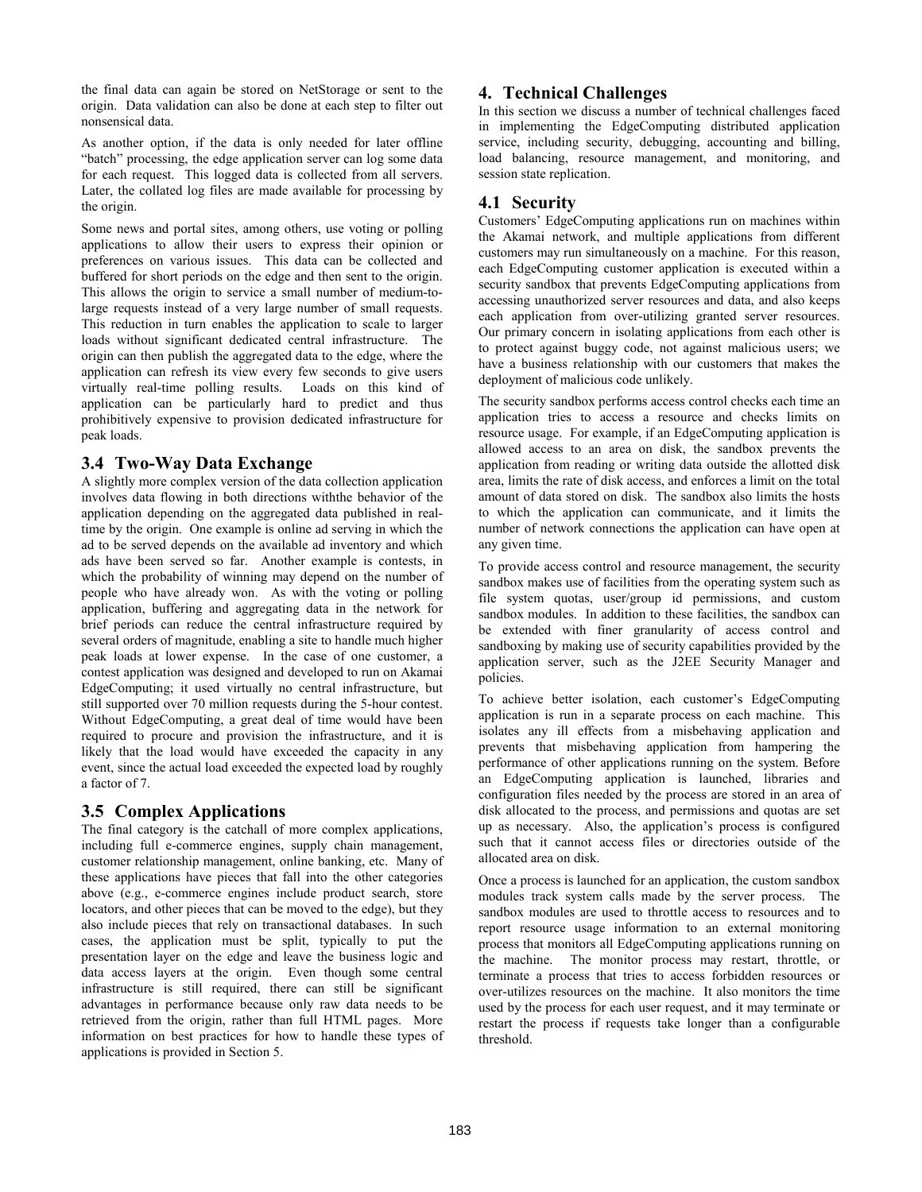the final data can again be stored on NetStorage or sent to the origin. Data validation can also be done at each step to filter out nonsensical data.

As another option, if the data is only needed for later offline "batch" processing, the edge application server can log some data for each request. This logged data is collected from all servers. Later, the collated log files are made available for processing by the origin.

Some news and portal sites, among others, use voting or polling applications to allow their users to express their opinion or preferences on various issues. This data can be collected and buffered for short periods on the edge and then sent to the origin. This allows the origin to service a small number of medium-to-large requests instead of a very large number of small requests. This reduction in turn enables the application to scale to larger loads without significant dedicated central infrastructure. The origin can then publish the aggregated data to the edge, where the application can refresh its view every few seconds to give users virtually real-time polling results. Loads on this kind of application can be particularly hard to predict and thus prohibitively expensive to provision dedicated infrastructure for peak loads.

## 3.4 Two-Way Data Exchange

A slightly more complex version of the data collection application involves data flowing in both directions withthe behavior of the application depending on the aggregated data published in real-time by the origin. One example is online ad serving in which the ad to be served depends on the available ad inventory and which ads have been served so far. Another example is contests, in which the probability of winning may depend on the number of people who have already won. As with the voting or polling application, buffering and aggregating data in the network for brief periods can reduce the central infrastructure required by several orders of magnitude, enabling a site to handle much higher peak loads at lower expense. In the case of one customer, a contest application was designed and developed to run on Akamai EdgeComputing; it used virtually no central infrastructure, but still supported over 70 million requests during the 5-hour contest. Without EdgeComputing, a great deal of time would have been required to procure and provision the infrastructure, and it is likely that the load would have exceeded the capacity in any event, since the actual load exceeded the expected load by roughly a factor of 7.

## 3.5 Complex Applications

The final category is the catchall of more complex applications, including full e-commerce engines, supply chain management, customer relationship management, online banking, etc. Many of these applications have pieces that fall into the other categories above (e.g., e-commerce engines include product search, store locators, and other pieces that can be moved to the edge), but they also include pieces that rely on transactional databases. In such cases, the application must be split, typically to put the presentation layer on the edge and leave the business logic and data access layers at the origin. Even though some central infrastructure is still required, there can still be significant advantages in performance because only raw data needs to be retrieved from the origin, rather than full HTML pages. More information on best practices for how to handle these types of applications is provided in Section 5.

# 4. Technical Challenges

In this section we discuss a number of technical challenges faced in implementing the EdgeComputing distributed application service, including security, debugging, accounting and billing, load balancing, resource management, and monitoring, and session state replication.

## 4.1 Security

Customers' EdgeComputing applications run on machines within the Akamai network, and multiple applications from different customers may run simultaneously on a machine. For this reason, each EdgeComputing customer application is executed within a security sandbox that prevents EdgeComputing applications from accessing unauthorized server resources and data, and also keeps each application from over-utilizing granted server resources. Our primary concern in isolating applications from each other is to protect against buggy code, not against malicious users; we have a business relationship with our customers that makes the deployment of malicious code unlikely.

The security sandbox performs access control checks each time an application tries to access a resource and checks limits on resource usage. For example, if an EdgeComputing application is allowed access to an area on disk, the sandbox prevents the application from reading or writing data outside the allotted disk area, limits the rate of disk access, and enforces a limit on the total amount of data stored on disk. The sandbox also limits the hosts to which the application can communicate, and it limits the number of network connections the application can have open at any given time.

To provide access control and resource management, the security sandbox makes use of facilities from the operating system such as file system quotas, user/group id permissions, and custom sandbox modules. In addition to these facilities, the sandbox can be extended with finer granularity of access control and sandboxing by making use of security capabilities provided by the application server, such as the J2EE Security Manager and policies.

To achieve better isolation, each customer's EdgeComputing application is run in a separate process on each machine. This isolates any ill effects from a misbehaving application and prevents that misbehaving application from hampering the performance of other applications running on the system. Before an EdgeComputing application is launched, libraries and configuration files needed by the process are stored in an area of disk allocated to the process, and permissions and quotas are set up as necessary. Also, the application's process is configured such that it cannot access files or directories outside of the allocated area on disk.

Once a process is launched for an application, the custom sandbox modules track system calls made by the server process. The sandbox modules are used to throttle access to resources and to report resource usage information to an external monitoring process that monitors all EdgeComputing applications running on the machine. The monitor process may restart, throttle, or terminate a process that tries to access forbidden resources or over-utilizes resources on the machine. It also monitors the time used by the process for each user request, and it may terminate or restart the process if requests take longer than a configurable threshold.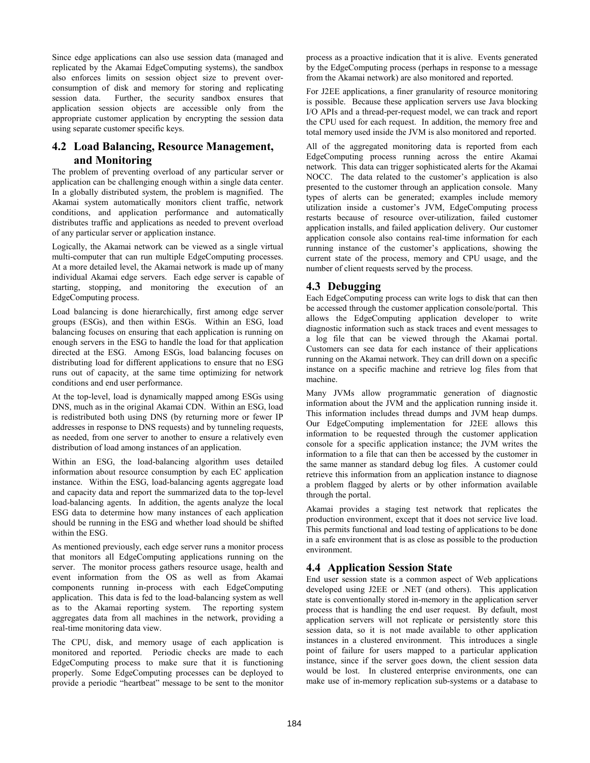Since edge applications can also use session data (managed and replicated by the Akamai EdgeComputing systems), the sandbox also enforces limits on session object size to prevent over-consumption of disk and memory for storing and replicating session data. Further, the security sandbox ensures that application session objects are accessible only from the appropriate customer application by encrypting the session data using separate customer specific keys.

## 4.2 Load Balancing, Resource Management, and Monitoring

The problem of preventing overload of any particular server or application can be challenging enough within a single data center. In a globally distributed system, the problem is magnified. The Akamai system automatically monitors client traffic, network conditions, and application performance and automatically distributes traffic and applications as needed to prevent overload of any particular server or application instance.

Logically, the Akamai network can be viewed as a single virtual multi-computer that can run multiple EdgeComputing processes. At a more detailed level, the Akamai network is made up of many individual Akamai edge servers. Each edge server is capable of starting, stopping, and monitoring the execution of an EdgeComputing process.

Load balancing is done hierarchically, first among edge server groups (ESGs), and then within ESGs. Within an ESG, load balancing focuses on ensuring that each application is running on enough servers in the ESG to handle the load for that application directed at the ESG. Among ESGs, load balancing focuses on distributing load for different applications to ensure that no ESG runs out of capacity, at the same time optimizing for network conditions and end user performance.

At the top-level, load is dynamically mapped among ESGs using DNS, much as in the original Akamai CDN. Within an ESG, load is redistributed both using DNS (by returning more or fewer IP addresses in response to DNS requests) and by tunneling requests, as needed, from one server to another to ensure a relatively even distribution of load among instances of an application.

Within an ESG, the load-balancing algorithm uses detailed information about resource consumption by each EC application instance. Within the ESG, load-balancing agents aggregate load and capacity data and report the summarized data to the top-level load-balancing agents. In addition, the agents analyze the local ESG data to determine how many instances of each application should be running in the ESG and whether load should be shifted within the ESG.

As mentioned previously, each edge server runs a monitor process that monitors all EdgeComputing applications running on the server. The monitor process gathers resource usage, health and event information from the OS as well as from Akamai components running in-process with each EdgeComputing application. This data is fed to the load-balancing system as well as to the Akamai reporting system. The reporting system aggregates data from all machines in the network, providing a real-time monitoring data view.

The CPU, disk, and memory usage of each application is monitored and reported. Periodic checks are made to each EdgeComputing process to make sure that it is functioning properly. Some EdgeComputing processes can be deployed to provide a periodic "heartbeat" message to be sent to the monitor process as a proactive indication that it is alive. Events generated by the EdgeComputing process (perhaps in response to a message from the Akamai network) are also monitored and reported.

For J2EE applications, a finer granularity of resource monitoring is possible. Because these application servers use Java blocking I/O APIs and a thread-per-request model, we can track and report the CPU used for each request. In addition, the memory free and total memory used inside the JVM is also monitored and reported.

All of the aggregated monitoring data is reported from each EdgeComputing process running across the entire Akamai network. This data can trigger sophisticated alerts for the Akamai NOCC. The data related to the customer's application is also presented to the customer through an application console. Many types of alerts can be generated; examples include memory utilization inside a customer's JVM, EdgeComputing process restarts because of resource over-utilization, failed customer application installs, and failed application delivery. Our customer application console also contains real-time information for each running instance of the customer's applications, showing the current state of the process, memory and CPU usage, and the number of client requests served by the process.

## 4.3 Debugging

Each EdgeComputing process can write logs to disk that can then be accessed through the customer application console/portal. This allows the EdgeComputing application developer to write diagnostic information such as stack traces and event messages to a log file that can be viewed through the Akamai portal. Customers can see data for each instance of their applications running on the Akamai network. They can drill down on a specific instance on a specific machine and retrieve log files from that machine.

Many JVMs allow programmatic generation of diagnostic information about the JVM and the application running inside it. This information includes thread dumps and JVM heap dumps. Our EdgeComputing implementation for J2EE allows this information to be requested through the customer application console for a specific application instance; the JVM writes the information to a file that can then be accessed by the customer in the same manner as standard debug log files. A customer could retrieve this information from an application instance to diagnose a problem flagged by alerts or by other information available through the portal.

Akamai provides a staging test network that replicates the production environment, except that it does not service live load. This permits functional and load testing of applications to be done in a safe environment that is as close as possible to the production environment.

## 4.4 Application Session State

End user session state is a common aspect of Web applications developed using J2EE or .NET (and others). This application state is conventionally stored in-memory in the application server process that is handling the end user request. By default, most application servers will not replicate or persistently store this session data, so it is not made available to other application instances in a clustered environment. This introduces a single point of failure for users mapped to a particular application instance, since if the server goes down, the client session data would be lost. In clustered enterprise environments, one can make use of in-memory replication sub-systems or a database to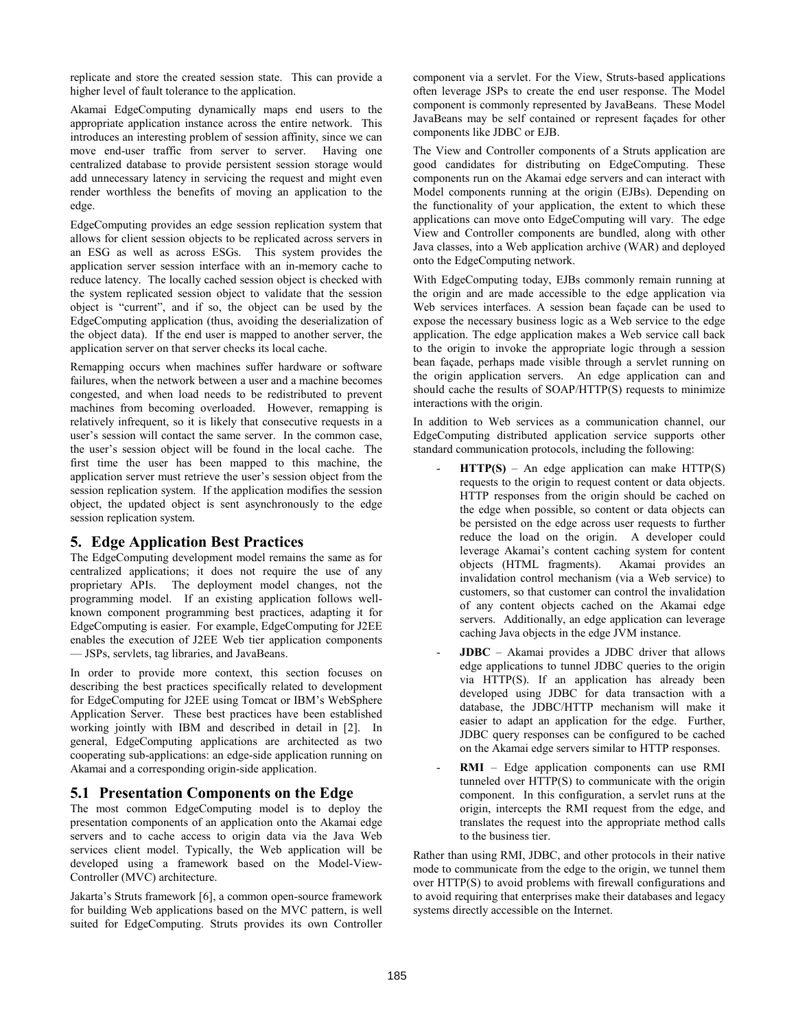replicate and store the created session state. This can provide a higher level of fault tolerance to the application.

Akamai EdgeComputing dynamically maps end users to the appropriate application instance across the entire network. This introduces an interesting problem of session affinity, since we can move end-user traffic from server to server. Having one centralized database to provide persistent session storage would add unnecessary latency in servicing the request and might even render worthless the benefits of moving an application to the edge.

EdgeComputing provides an edge session replication system that allows for client session objects to be replicated across servers in an ESG as well as across ESGs. This system provides the application server session interface with an in-memory cache to reduce latency. The locally cached session object is checked with the system replicated session object to validate that the session object is "current", and if so, the object can be used by the EdgeComputing application (thus, avoiding the deserialization of the object data). If the end user is mapped to another server, the application server on that server checks its local cache.

Remapping occurs when machines suffer hardware or software failures, when the network between a user and a machine becomes congested, and when load needs to be redistributed to prevent machines from becoming overloaded. However, remapping is relatively infrequent, so it is likely that consecutive requests in a user's session will contact the same server. In the common case, the user's session object will be found in the local cache. The first time the user has been mapped to this machine, the application server must retrieve the user's session object from the session replication system. If the application modifies the session object, the updated object is sent asynchronously to the edge session replication system.

## 5. Edge Application Best Practices

The EdgeComputing development model remains the same as for centralized applications; it does not require the use of any proprietary APIs. The deployment model changes, not the programming model. If an existing application follows well-known component programming best practices, adapting it for EdgeComputing is easier. For example, EdgeComputing for J2EE enables the execution of J2EE Web tier application components — JSPs, servlets, tag libraries, and JavaBeans.

In order to provide more context, this section focuses on describing the best practices specifically related to development for EdgeComputing for J2EE using Tomcat or IBM's WebSphere Application Server. These best practices have been established working jointly with IBM and described in detail in [2]. In general, EdgeComputing applications are architected as two cooperating sub-applications: an edge-side application running on Akamai and a corresponding origin-side application.

### 5.1 Presentation Components on the Edge

The most common EdgeComputing model is to deploy the presentation components of an application onto the Akamai edge servers and to cache access to origin data via the Java Web services client model. Typically, the Web application will be developed using a framework based on the Model-View-Controller (MVC) architecture.

Jakarta's Struts framework [6], a common open-source framework for building Web applications based on the MVC pattern, is well suited for EdgeComputing. Struts provides its own Controller component via a servlet. For the View, Struts-based applications often leverage JSPs to create the end user response. The Model component is commonly represented by JavaBeans. These Model JavaBeans may be self contained or represent façades for other components like JDBC or EJB.

The View and Controller components of a Struts application are good candidates for distributing on EdgeComputing. These components run on the Akamai edge servers and can interact with Model components running at the origin (EJBs). Depending on the functionality of your application, the extent to which these applications can move onto EdgeComputing will vary. The edge View and Controller components are bundled, along with other Java classes, into a Web application archive (WAR) and deployed onto the EdgeComputing network.

With EdgeComputing today, EJBs commonly remain running at the origin and are made accessible to the edge application via Web services interfaces. A session bean façade can be used to expose the necessary business logic as a Web service to the edge application. The edge application makes a Web service call back to the origin to invoke the appropriate logic through a session bean façade, perhaps made visible through a servlet running on the origin application servers. An edge application can and should cache the results of SOAP/HTTP(S) requests to minimize interactions with the origin.

In addition to Web services as a communication channel, our EdgeComputing distributed application service supports other standard communication protocols, including the following:

- **HTTP(S)** – An edge application can make HTTP(S) requests to the origin to request content or data objects. HTTP responses from the origin should be cached on the edge when possible, so content or data objects can be persisted on the edge across user requests to further reduce the load on the origin. A developer could leverage Akamai's content caching system for content objects (HTML fragments). Akamai provides an invalidation control mechanism (via a Web service) to customers, so that customer can control the invalidation of any content objects cached on the Akamai edge servers. Additionally, an edge application can leverage caching Java objects in the edge JVM instance.
- **JDBC** – Akamai provides a JDBC driver that allows edge applications to tunnel JDBC queries to the origin via HTTP(S). If an application has already been developed using JDBC for data transaction with a database, the JDBC/HTTP mechanism will make it easier to adapt an application for the edge. Further, JDBC query responses can be configured to be cached on the Akamai edge servers similar to HTTP responses.
- **RMI** – Edge application components can use RMI tunneled over HTTP(S) to communicate with the origin component. In this configuration, a servlet runs at the origin, intercepts the RMI request from the edge, and translates the request into the appropriate method calls to the business tier.

Rather than using RMI, JDBC, and other protocols in their native mode to communicate from the edge to the origin, we tunnel them over HTTP(S) to avoid problems with firewall configurations and to avoid requiring that enterprises make their databases and legacy systems directly accessible on the Internet.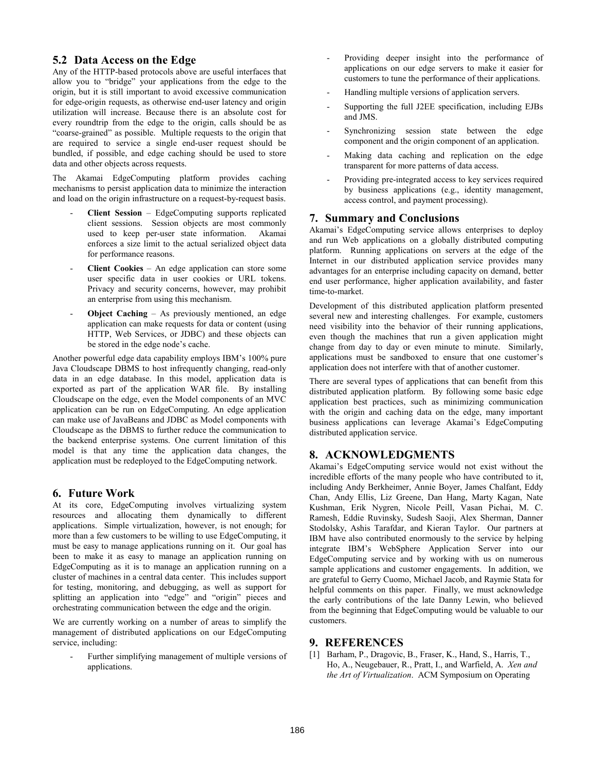## 5.2 Data Access on the Edge

Any of the HTTP-based protocols above are useful interfaces that allow you to "bridge" your applications from the edge to the origin, but it is still important to avoid excessive communication for edge-origin requests, as otherwise end-user latency and origin utilization will increase. Because there is an absolute cost for every roundtrip from the edge to the origin, calls should be as "coarse-grained" as possible. Multiple requests to the origin that are required to service a single end-user request should be bundled, if possible, and edge caching should be used to store data and other objects across requests.

The Akamai EdgeComputing platform provides caching mechanisms to persist application data to minimize the interaction and load on the origin infrastructure on a request-by-request basis.

- **Client Session** – EdgeComputing supports replicated client sessions. Session objects are most commonly used to keep per-user state information. Akamai enforces a size limit to the actual serialized object data for performance reasons.
- **Client Cookies** – An edge application can store some user specific data in user cookies or URL tokens. Privacy and security concerns, however, may prohibit an enterprise from using this mechanism.
- **Object Caching** – As previously mentioned, an edge application can make requests for data or content (using HTTP, Web Services, or JDBC) and these objects can be stored in the edge node's cache.

Another powerful edge data capability employs IBM's 100% pure Java Cloudscape DBMS to host infrequently changing, read-only data in an edge database. In this model, application data is exported as part of the application WAR file. By installing Cloudscape on the edge, even the Model components of an MVC application can be run on EdgeComputing. An edge application can make use of JavaBeans and JDBC as Model components with Cloudscape as the DBMS to further reduce the communication to the backend enterprise systems. One current limitation of this model is that any time the application data changes, the application must be redeployed to the EdgeComputing network.

# 6. Future Work

At its core, EdgeComputing involves virtualizing system resources and allocating them dynamically to different applications. Simple virtualization, however, is not enough; for more than a few customers to be willing to use EdgeComputing, it must be easy to manage applications running on it. Our goal has been to make it as easy to manage an application running on EdgeComputing as it is to manage an application running on a cluster of machines in a central data center. This includes support for testing, monitoring, and debugging, as well as support for splitting an application into "edge" and "origin" pieces and orchestrating communication between the edge and the origin.

We are currently working on a number of areas to simplify the management of distributed applications on our EdgeComputing service, including:

- Further simplifying management of multiple versions of applications.
- Providing deeper insight into the performance of applications on our edge servers to make it easier for customers to tune the performance of their applications.
- Handling multiple versions of application servers.
- Supporting the full J2EE specification, including EJBs and JMS.
- Synchronizing session state between the edge component and the origin component of an application.
- Making data caching and replication on the edge transparent for more patterns of data access.
- Providing pre-integrated access to key services required by business applications (e.g., identity management, access control, and payment processing).

# 7. Summary and Conclusions

Akamai's EdgeComputing service allows enterprises to deploy and run Web applications on a globally distributed computing platform. Running applications on servers at the edge of the Internet in our distributed application service provides many advantages for an enterprise including capacity on demand, better end user performance, higher application availability, and faster time-to-market.

Development of this distributed application platform presented several new and interesting challenges. For example, customers need visibility into the behavior of their running applications, even though the machines that run a given application might change from day to day or even minute to minute. Similarly, applications must be sandboxed to ensure that one customer's application does not interfere with that of another customer.

There are several types of applications that can benefit from this distributed application platform. By following some basic edge application best practices, such as minimizing communication with the origin and caching data on the edge, many important business applications can leverage Akamai's EdgeComputing distributed application service.

# 8. ACKNOWLEDGMENTS

Akamai's EdgeComputing service would not exist without the incredible efforts of the many people who have contributed to it, including Andy Berkheimer, Annie Boyer, James Chalfant, Eddy Chan, Andy Ellis, Liz Greene, Dan Hang, Marty Kagan, Nate Kushman, Erik Nygren, Nicole Peill, Vasan Pichai, M. C. Ramesh, Eddie Ruvinsky, Sudesh Saoji, Alex Sherman, Danner Stodolsky, Ashis Tarafdar, and Kieran Taylor. Our partners at IBM have also contributed enormously to the service by helping integrate IBM's WebSphere Application Server into our EdgeComputing service and by working with us on numerous sample applications and customer engagements. In addition, we are grateful to Gerry Cuomo, Michael Jacob, and Raymie Stata for helpful comments on this paper. Finally, we must acknowledge the early contributions of the late Danny Lewin, who believed from the beginning that EdgeComputing would be valuable to our customers.

# 9. REFERENCES

[1] Barham, P., Dragovic, B., Fraser, K., Hand, S., Harris, T., Ho, A., Neugebauer, R., Pratt, I., and Warfield, A. *Xen and the Art of Virtualization*. ACM Symposium on Operating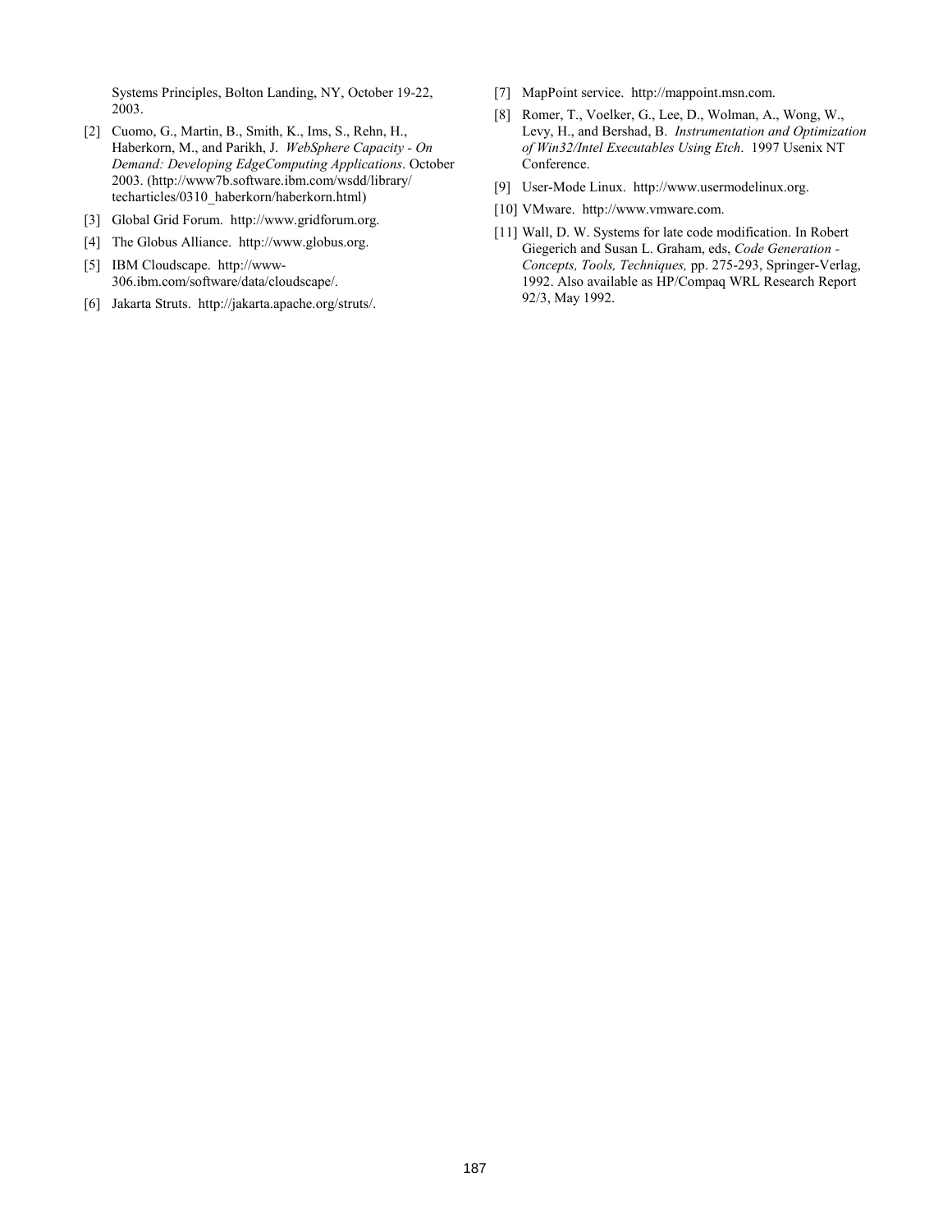Systems Principles, Bolton Landing, NY, October 19-22, 2003.

[2] Cuomo, G., Martin, B., Smith, K., Ims, S., Rehn, H., Haberkorn, M., and Parikh, J. *WebSphere Capacity - On Demand: Developing EdgeComputing Applications*. October 2003. (http://www7b.software.ibm.com/wsdd/library/techarticles/0310_haberkorn/haberkorn.html)

[3] Global Grid Forum. http://www.gridforum.org.

[4] The Globus Alliance. http://www.globus.org.

[5] IBM Cloudscape. http://www-306.ibm.com/software/data/cloudscape/.

[6] Jakarta Struts. http://jakarta.apache.org/struts/.

[7] MapPoint service. http://mappoint.msn.com.

[8] Romer, T., Voelker, G., Lee, D., Wolman, A., Wong, W., Levy, H., and Bershad, B. *Instrumentation and Optimization of Win32/Intel Executables Using Etch*. 1997 Usenix NT Conference.

[9] User-Mode Linux. http://www.usermodelinux.org.

[10] VMware. http://www.vmware.com.

[11] Wall, D. W. Systems for late code modification. In Robert Giegerich and Susan L. Graham, eds, *Code Generation - Concepts, Tools, Techniques,* pp. 275-293, Springer-Verlag, 1992. Also available as HP/Compaq WRL Research Report 92/3, May 1992.